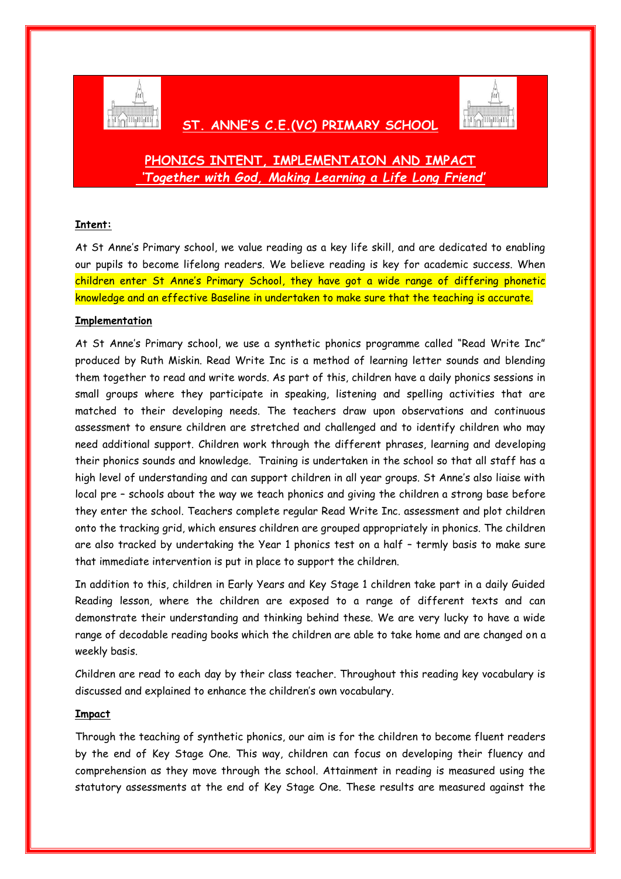# ST. ANNE'S C.E.(VC) PRIMARY SCHOOL

## PHONICS INTENT, IMPLEMENTAION AND IMPACT

*'Together with God, Making Learning a Life Long Friend'*

**Intent:**

At St Anne's Primary school, we value reading as a key life skill, and are dedicated to enabling our pupils to become lifelong readers. We believe reading is key for academic success. When children enter St Anne's Primary School, they have got a wide range of differing phonetic knowledge and an effective Baseline in undertaken to make sure that the teaching is accurate.

**Implementation**

At St Anne's Primary school, we use a synthetic phonics programme called "Read Write Inc" produced by Ruth Miskin. Read Write Inc is a method of learning letter sounds and blending them together to read and write words. As part of this, children have a daily phonics sessions in small groups where they participate in speaking, listening and spelling activities that are matched to their developing needs. The teachers draw upon observations and continuous assessment to ensure children are stretched and challenged and to identify children who may need additional support. Children work through the different phrases, learning and developing their phonics sounds and knowledge. Training is undertaken in the school so that all staff has a high level of understanding and can support children in all year groups. St Anne's also liaise with local pre – schools about the way we teach phonics and giving the children a strong base before they enter the school. Teachers complete regular Read Write Inc. assessment and plot children onto the tracking grid, which ensures children are grouped appropriately in phonics. The children are also tracked by undertaking the Year 1 phonics test on a half – termly basis to make sure that immediate intervention is put in place to support the children.

In addition to this, children in Early Years and Key Stage 1 children take part in a daily Guided Reading lesson, where the children are exposed to a range of different texts and can demonstrate their understanding and thinking behind these. We are very lucky to have a wide range of decodable reading books which the children are able to take home and are changed on a weekly basis.

Children are read to each day by their class teacher. Throughout this reading key vocabulary is discussed and explained to enhance the children's own vocabulary.

**Impact**

Through the teaching of synthetic phonics, our aim is for the children to become fluent readers by the end of Key Stage One. This way, children can focus on developing their fluency and comprehension as they move through the school. Attainment in reading is measured using the statutory assessments at the end of Key Stage One. These results are measured against the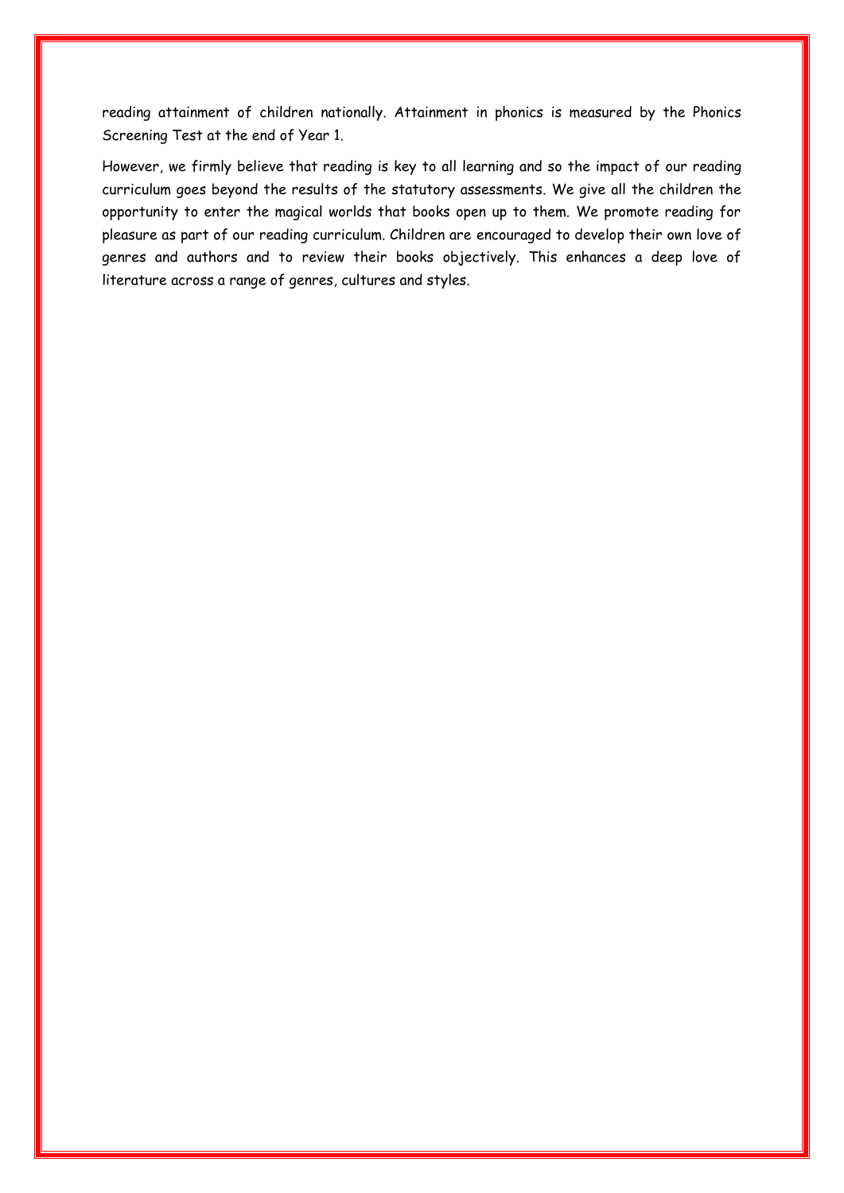reading attainment of children nationally. Attainment in phonics is measured by the Phonics Screening Test at the end of Year 1.

However, we firmly believe that reading is key to all learning and so the impact of our reading curriculum goes beyond the results of the statutory assessments. We give all the children the opportunity to enter the magical worlds that books open up to them. We promote reading for pleasure as part of our reading curriculum. Children are encouraged to develop their own love of genres and authors and to review their books objectively. This enhances a deep love of literature across a range of genres, cultures and styles.